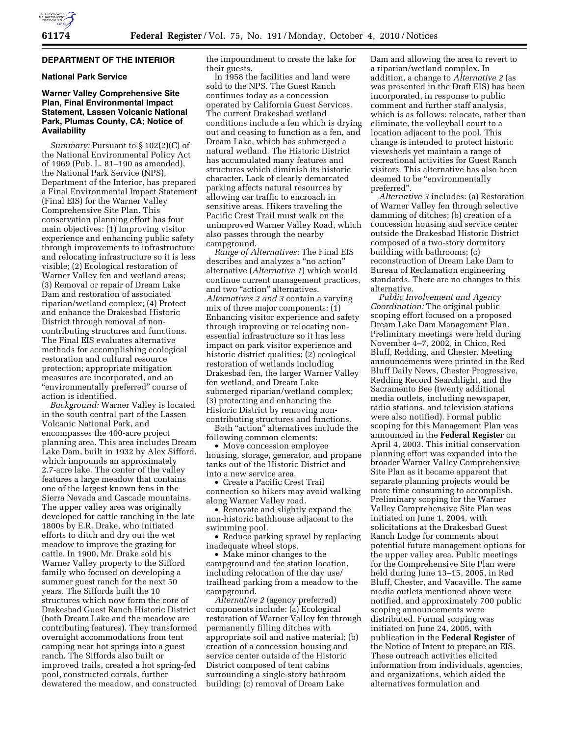## DEPARTMENT OF THE INTERIOR

### National Park Service

### Warner Valley Comprehensive Site Plan, Final Environmental Impact Statement, Lassen Volcanic National Park, Plumas County, CA; Notice of Availability

*Summary:* Pursuant to § 102(2)(C) of the National Environmental Policy Act of 1969 (Pub. L. 81–190 as amended), the National Park Service (NPS), Department of the Interior, has prepared a Final Environmental Impact Statement (Final EIS) for the Warner Valley Comprehensive Site Plan. This conservation planning effort has four main objectives: (1) Improving visitor experience and enhancing public safety through improvements to infrastructure and relocating infrastructure so it is less visible; (2) Ecological restoration of Warner Valley fen and wetland areas; (3) Removal or repair of Dream Lake Dam and restoration of associated riparian/wetland complex; (4) Protect and enhance the Drakesbad Historic District through removal of non-contributing structures and functions. The Final EIS evaluates alternative methods for accomplishing ecological restoration and cultural resource protection; appropriate mitigation measures are incorporated, and an "environmentally preferred" course of action is identified.

*Background:* Warner Valley is located in the south central part of the Lassen Volcanic National Park, and encompasses the 400-acre project planning area. This area includes Dream Lake Dam, built in 1932 by Alex Sifford, which impounds an approximately 2.7-acre lake. The center of the valley features a large meadow that contains one of the largest known fens in the Sierra Nevada and Cascade mountains. The upper valley area was originally developed for cattle ranching in the late 1800s by E.R. Drake, who initiated efforts to ditch and dry out the wet meadow to improve the grazing for cattle. In 1900, Mr. Drake sold his Warner Valley property to the Sifford family who focused on developing a summer guest ranch for the next 50 years. The Siffords built the 10 structures which now form the core of Drakesbad Guest Ranch Historic District (both Dream Lake and the meadow are contributing features). They transformed overnight accommodations from tent camping near hot springs into a guest ranch. The Siffords also built or improved trails, created a hot spring-fed pool, constructed corrals, further dewatered the meadow, and constructed the impoundment to create the lake for their guests.

In 1958 the facilities and land were sold to the NPS. The Guest Ranch continues today as a concession operated by California Guest Services. The current Drakesbad wetland conditions include a fen which is drying out and ceasing to function as a fen, and Dream Lake, which has submerged a natural wetland. The Historic District has accumulated many features and structures which diminish its historic character. Lack of clearly demarcated parking affects natural resources by allowing car traffic to encroach in sensitive areas. Hikers traveling the Pacific Crest Trail must walk on the unimproved Warner Valley Road, which also passes through the nearby campground.

*Range of Alternatives:* The Final EIS describes and analyzes a "no action" alternative (*Alternative 1*) which would continue current management practices, and two "action" alternatives. *Alternatives 2 and 3* contain a varying mix of three major components: (1) Enhancing visitor experience and safety through improving or relocating non-essential infrastructure so it has less impact on park visitor experience and historic district qualities; (2) ecological restoration of wetlands including Drakesbad fen, the larger Warner Valley fen wetland, and Dream Lake submerged riparian/wetland complex; (3) protecting and enhancing the Historic District by removing non-contributing structures and functions.

Both "action" alternatives include the following common elements:

- Move concession employee housing, storage, generator, and propane tanks out of the Historic District and into a new service area.
- Create a Pacific Crest Trail connection so hikers may avoid walking along Warner Valley road.
- Renovate and slightly expand the non-historic bathhouse adjacent to the swimming pool.
- Reduce parking sprawl by replacing inadequate wheel stops.
- Make minor changes to the campground and fee station location, including relocation of the day use/trailhead parking from a meadow to the campground.

*Alternative 2* (agency preferred) components include: (a) Ecological restoration of Warner Valley fen through permanently filling ditches with appropriate soil and native material; (b) creation of a concession housing and service center outside of the Historic District composed of tent cabins surrounding a single-story bathroom building; (c) removal of Dream Lake Dam and allowing the area to revert to a riparian/wetland complex. In addition, a change to *Alternative 2* (as was presented in the Draft EIS) has been incorporated, in response to public comment and further staff analysis, which is as follows: relocate, rather than eliminate, the volleyball court to a location adjacent to the pool. This change is intended to protect historic viewsheds yet maintain a range of recreational activities for Guest Ranch visitors. This alternative has also been deemed to be "environmentally preferred".

*Alternative 3* includes: (a) Restoration of Warner Valley fen through selective damming of ditches; (b) creation of a concession housing and service center outside the Drakesbad Historic District composed of a two-story dormitory building with bathrooms; (c) reconstruction of Dream Lake Dam to Bureau of Reclamation engineering standards. There are no changes to this alternative.

*Public Involvement and Agency Coordination:* The original public scoping effort focused on a proposed Dream Lake Dam Management Plan. Preliminary meetings were held during November 4–7, 2002, in Chico, Red Bluff, Redding, and Chester. Meeting announcements were printed in the Red Bluff Daily News, Chester Progressive, Redding Record Searchlight, and the Sacramento Bee (twenty additional media outlets, including newspaper, radio stations, and television stations were also notified). Formal public scoping for this Management Plan was announced in the **Federal Register** on April 4, 2003. This initial conservation planning effort was expanded into the broader Warner Valley Comprehensive Site Plan as it became apparent that separate planning projects would be more time consuming to accomplish. Preliminary scoping for the Warner Valley Comprehensive Site Plan was initiated on June 1, 2004, with solicitations at the Drakesbad Guest Ranch Lodge for comments about potential future management options for the upper valley area. Public meetings for the Comprehensive Site Plan were held during June 13–15, 2005, in Red Bluff, Chester, and Vacaville. The same media outlets mentioned above were notified, and approximately 700 public scoping announcements were distributed. Formal scoping was initiated on June 24, 2005, with publication in the **Federal Register** of the Notice of Intent to prepare an EIS. These outreach activities elicited information from individuals, agencies, and organizations, which aided the alternatives formulation and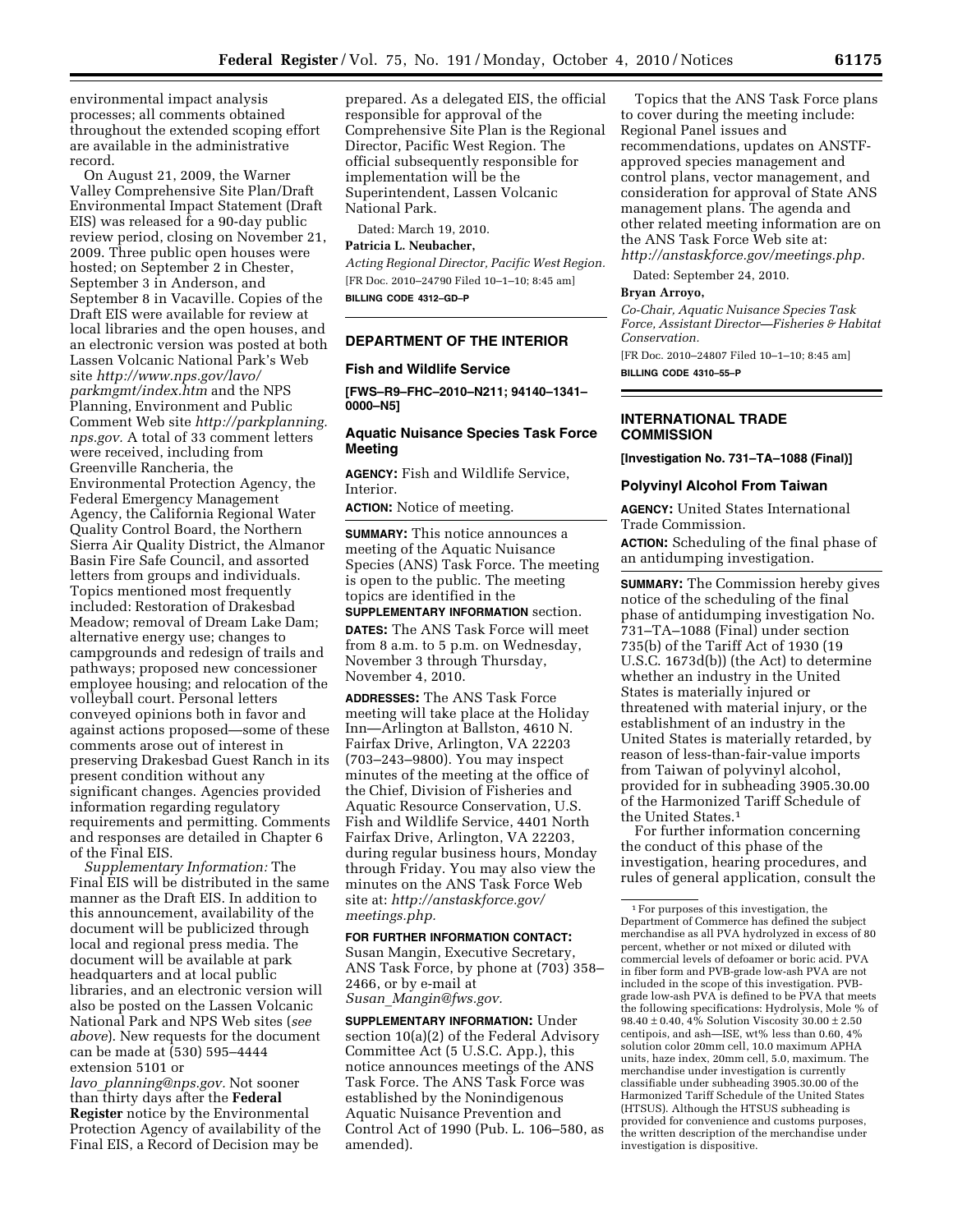environmental impact analysis processes; all comments obtained throughout the extended scoping effort are available in the administrative record.

On August 21, 2009, the Warner Valley Comprehensive Site Plan/Draft Environmental Impact Statement (Draft EIS) was released for a 90-day public review period, closing on November 21, 2009. Three public open houses were hosted; on September 2 in Chester, September 3 in Anderson, and September 8 in Vacaville. Copies of the Draft EIS were available for review at local libraries and the open houses, and an electronic version was posted at both Lassen Volcanic National Park's Web site *http://www.nps.gov/lavo/parkmgmt/index.htm* and the NPS Planning, Environment and Public Comment Web site *http://parkplanning.nps.gov.* A total of 33 comment letters were received, including from Greenville Rancheria, the Environmental Protection Agency, the Federal Emergency Management Agency, the California Regional Water Quality Control Board, the Northern Sierra Air Quality District, the Almanor Basin Fire Safe Council, and assorted letters from groups and individuals. Topics mentioned most frequently included: Restoration of Drakesbad Meadow; removal of Dream Lake Dam; alternative energy use; changes to campgrounds and redesign of trails and pathways; proposed new concessioner employee housing; and relocation of the volleyball court. Personal letters conveyed opinions both in favor and against actions proposed—some of these comments arose out of interest in preserving Drakesbad Guest Ranch in its present condition without any significant changes. Agencies provided information regarding regulatory requirements and permitting. Comments and responses are detailed in Chapter 6 of the Final EIS.

*Supplementary Information:* The Final EIS will be distributed in the same manner as the Draft EIS. In addition to this announcement, availability of the document will be publicized through local and regional press media. The document will be available at park headquarters and at local public libraries, and an electronic version will also be posted on the Lassen Volcanic National Park and NPS Web sites (*see above*). New requests for the document can be made at (530) 595–4444 extension 5101 or *lavo_planning@nps.gov.* Not sooner than thirty days after the **Federal Register** notice by the Environmental Protection Agency of availability of the Final EIS, a Record of Decision may be prepared. As a delegated EIS, the official responsible for approval of the Comprehensive Site Plan is the Regional Director, Pacific West Region. The official subsequently responsible for implementation will be the Superintendent, Lassen Volcanic National Park.

Dated: March 19, 2010.

**Patricia L. Neubacher,**

*Acting Regional Director, Pacific West Region.*

[FR Doc. 2010–24790 Filed 10–1–10; 8:45 am]

**BILLING CODE 4312–GD–P**

---

## DEPARTMENT OF THE INTERIOR

### Fish and Wildlife Service

**[FWS–R9–FHC–2010–N211; 94140–1341–0000–N5]**

### Aquatic Nuisance Species Task Force Meeting

**AGENCY:** Fish and Wildlife Service, Interior.

**ACTION:** Notice of meeting.

**SUMMARY:** This notice announces a meeting of the Aquatic Nuisance Species (ANS) Task Force. The meeting is open to the public. The meeting topics are identified in the **SUPPLEMENTARY INFORMATION** section.

**DATES:** The ANS Task Force will meet from 8 a.m. to 5 p.m. on Wednesday, November 3 through Thursday, November 4, 2010.

**ADDRESSES:** The ANS Task Force meeting will take place at the Holiday Inn—Arlington at Ballston, 4610 N. Fairfax Drive, Arlington, VA 22203 (703–243–9800). You may inspect minutes of the meeting at the office of the Chief, Division of Fisheries and Aquatic Resource Conservation, U.S. Fish and Wildlife Service, 4401 North Fairfax Drive, Arlington, VA 22203, during regular business hours, Monday through Friday. You may also view the minutes on the ANS Task Force Web site at: *http://anstaskforce.gov/meetings.php.*

**FOR FURTHER INFORMATION CONTACT:** Susan Mangin, Executive Secretary, ANS Task Force, by phone at (703) 358–2466, or by e-mail at *Susan_Mangin@fws.gov.*

**SUPPLEMENTARY INFORMATION:** Under section 10(a)(2) of the Federal Advisory Committee Act (5 U.S.C. App.), this notice announces meetings of the ANS Task Force. The ANS Task Force was established by the Nonindigenous Aquatic Nuisance Prevention and Control Act of 1990 (Pub. L. 106–580, as amended).

Topics that the ANS Task Force plans to cover during the meeting include: Regional Panel issues and recommendations, updates on ANSTF-approved species management and control plans, vector management, and consideration for approval of State ANS management plans. The agenda and other related meeting information are on the ANS Task Force Web site at: *http://anstaskforce.gov/meetings.php.*

Dated: September 24, 2010.

**Bryan Arroyo,**

*Co-Chair, Aquatic Nuisance Species Task Force, Assistant Director—Fisheries & Habitat Conservation.*

[FR Doc. 2010–24807 Filed 10–1–10; 8:45 am]

**BILLING CODE 4310–55–P**

---

## INTERNATIONAL TRADE COMMISSION

**[Investigation No. 731–TA–1088 (Final)]**

### Polyvinyl Alcohol From Taiwan

**AGENCY:** United States International Trade Commission.

**ACTION:** Scheduling of the final phase of an antidumping investigation.

**SUMMARY:** The Commission hereby gives notice of the scheduling of the final phase of antidumping investigation No. 731–TA–1088 (Final) under section 735(b) of the Tariff Act of 1930 (19 U.S.C. 1673d(b)) (the Act) to determine whether an industry in the United States is materially injured or threatened with material injury, or the establishment of an industry in the United States is materially retarded, by reason of less-than-fair-value imports from Taiwan of polyvinyl alcohol, provided for in subheading 3905.30.00 of the Harmonized Tariff Schedule of the United States.[1]

For further information concerning the conduct of this phase of the investigation, hearing procedures, and rules of general application, consult the

---

[1] For purposes of this investigation, the Department of Commerce has defined the subject merchandise as all PVA hydrolyzed in excess of 80 percent, whether or not mixed or diluted with commercial levels of defoamer or boric acid. PVA in fiber form and PVB-grade low-ash PVA are not included in the scope of this investigation. PVB-grade low-ash PVA is defined to be PVA that meets the following specifications: Hydrolysis, Mole % of $98.40 \pm 0.40$, 4% Solution Viscosity $30.00 \pm 2.50$ centipois, and ash—ISE, wt% less than 0.60, 4% solution color 20mm cell, 10.0 maximum APHA units, haze index, 20mm cell, 5.0, maximum. The merchandise under investigation is currently classifiable under subheading 3905.30.00 of the Harmonized Tariff Schedule of the United States (HTSUS). Although the HTSUS subheading is provided for convenience and customs purposes, the written description of the merchandise under investigation is dispositive.